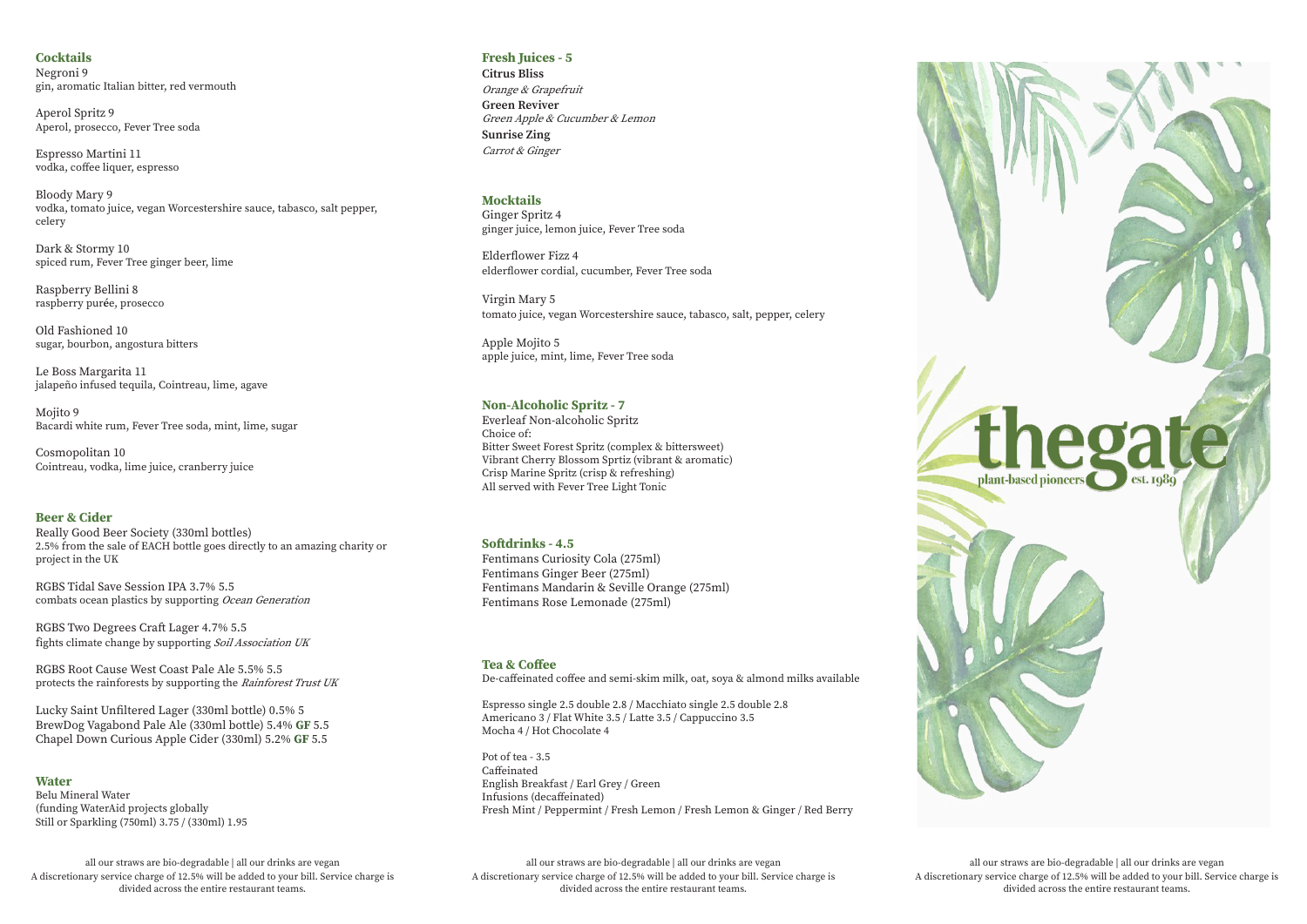## Cocktails

Negroni 9
gin, aromatic Italian bitter, red vermouth

Aperol Spritz 9
Aperol, prosecco, Fever Tree soda

Espresso Martini 11
vodka, coffee liquer, espresso

Bloody Mary 9
vodka, tomato juice, vegan Worcestershire sauce, tabasco, salt pepper, celery

Dark & Stormy 10
spiced rum, Fever Tree ginger beer, lime

Raspberry Bellini 8
raspberry purée, prosecco

Old Fashioned 10
sugar, bourbon, angostura bitters

Le Boss Margarita 11
jalapeño infused tequila, Cointreau, lime, agave

Mojito 9
Bacardi white rum, Fever Tree soda, mint, lime, sugar

Cosmopolitan 10
Cointreau, vodka, lime juice, cranberry juice

## Beer & Cider

Really Good Beer Society (330ml bottles)
2.5% from the sale of EACH bottle goes directly to an amazing charity or project in the UK

RGBS Tidal Save Session IPA 3.7% 5.5
combats ocean plastics by supporting *Ocean Generation*

RGBS Two Degrees Craft Lager 4.7% 5.5
fights climate change by supporting *Soil Association UK*

RGBS Root Cause West Coast Pale Ale 5.5% 5.5
protects the rainforests by supporting the *Rainforest Trust UK*

Lucky Saint Unfiltered Lager (330ml bottle) 0.5% 5
BrewDog Vagabond Pale Ale (330ml bottle) 5.4% **GF** 5.5
Chapel Down Curious Apple Cider (330ml) 5.2% **GF** 5.5

## Water

Belu Mineral Water
(funding WaterAid projects globally
Still or Sparkling (750ml) 3.75 / (330ml) 1.95

## Fresh Juices - 5

**Citrus Bliss**
*Orange & Grapefruit*
**Green Reviver**
*Green Apple & Cucumber & Lemon*
**Sunrise Zing**
*Carrot & Ginger*

## Mocktails

Ginger Spritz 4
ginger juice, lemon juice, Fever Tree soda

Elderflower Fizz 4
elderflower cordial, cucumber, Fever Tree soda

Virgin Mary 5
tomato juice, vegan Worcestershire sauce, tabasco, salt, pepper, celery

Apple Mojito 5
apple juice, mint, lime, Fever Tree soda

## Non-Alcoholic Spritz - 7

Everleaf Non-alcoholic Spritz
Choice of:
Bitter Sweet Forest Spritz (complex & bittersweet)
Vibrant Cherry Blossom Sprtiz (vibrant & aromatic)
Crisp Marine Spritz (crisp & refreshing)
All served with Fever Tree Light Tonic

## Softdrinks - 4.5

Fentimans Curiosity Cola (275ml)
Fentimans Ginger Beer (275ml)
Fentimans Mandarin & Seville Orange (275ml)
Fentimans Rose Lemonade (275ml)

## Tea & Coffee

De-caffeinated coffee and semi-skim milk, oat, soya & almond milks available

Espresso single 2.5 double 2.8 / Macchiato single 2.5 double 2.8
Americano 3 / Flat White 3.5 / Latte 3.5 / Cappuccino 3.5
Mocha 4 / Hot Chocolate 4

Pot of tea - 3.5
Caffeinated
English Breakfast / Earl Grey / Green
Infusions (decaffeinated)
Fresh Mint / Peppermint / Fresh Lemon / Fresh Lemon & Ginger / Red Berry

# thegate

plant-based pioneers est. 1989

all our straws are bio-degradable | all our drinks are vegan
A discretionary service charge of 12.5% will be added to your bill. Service charge is divided across the entire restaurant teams.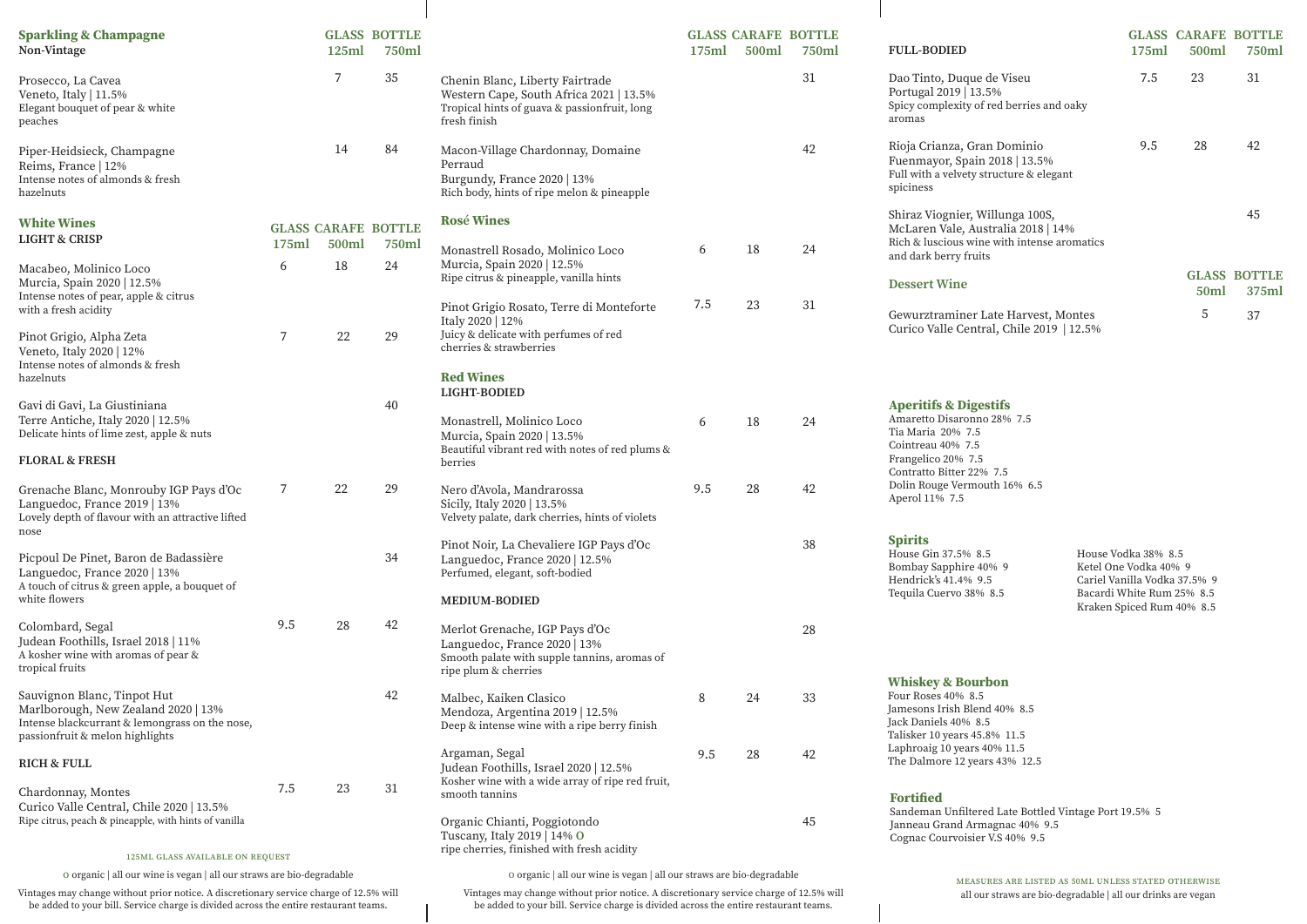## Sparkling & Champagne

| Non-Vintage | GLASS 125ml | BOTTLE 750ml |
|---|---|---|
| Prosecco, La Cavea<br>Veneto, Italy \| 11.5%<br>Elegant bouquet of pear & white peaches | 7 | 35 |
| Piper-Heidsieck, Champagne<br>Reims, France \| 12%<br>Intense notes of almonds & fresh hazelnuts | 14 | 84 |

## White Wines

| LIGHT & CRISP | GLASS 175ml | CARAFE 500ml | BOTTLE 750ml |
|---|---|---|---|
| Macabeo, Molinico Loco<br>Murcia, Spain 2020 \| 12.5%<br>Intense notes of pear, apple & citrus with a fresh acidity | 6 | 18 | 24 |
| Pinot Grigio, Alpha Zeta<br>Veneto, Italy 2020 \| 12%<br>Intense notes of almonds & fresh hazelnuts | 7 | 22 | 29 |
| Gavi di Gavi, La Giustiniana<br>Terre Antiche, Italy 2020 \| 12.5%<br>Delicate hints of lime zest, apple & nuts | | | 40 |
| **FLORAL & FRESH** | | | |
| Grenache Blanc, Monrouby IGP Pays d'Oc<br>Languedoc, France 2019 \| 13%<br>Lovely depth of flavour with an attractive lifted nose | 7 | 22 | 29 |
| Picpoul De Pinet, Baron de Badassière<br>Languedoc, France 2020 \| 13%<br>A touch of citrus & green apple, a bouquet of white flowers | | | 34 |
| Colombard, Segal<br>Judean Foothills, Israel 2018 \| 11%<br>A kosher wine with aromas of pear & tropical fruits | 9.5 | 28 | 42 |
| Sauvignon Blanc, Tinpot Hut<br>Marlborough, New Zealand 2020 \| 13%<br>Intense blackcurrant & lemongrass on the nose, passionfruit & melon highlights | | | 42 |
| **RICH & FULL** | | | |
| Chardonnay, Montes<br>Curico Valle Central, Chile 2020 \| 13.5%<br>Ripe citrus, peach & pineapple, with hints of vanilla | 7.5 | 23 | 31 |
| Chenin Blanc, Liberty Fairtrade<br>Western Cape, South Africa 2021 \| 13.5%<br>Tropical hints of guava & passionfruit, long fresh finish | | | 31 |
| Macon-Village Chardonnay, Domaine Perraud<br>Burgundy, France 2020 \| 13%<br>Rich body, hints of ripe melon & pineapple | | | 42 |

125ML GLASS AVAILABLE ON REQUEST

## Rosé Wines

| | GLASS 175ml | CARAFE 500ml | BOTTLE 750ml |
|---|---|---|---|
| Monastrell Rosado, Molinico Loco<br>Murcia, Spain 2020 \| 12.5%<br>Ripe citrus & pineapple, vanilla hints | 6 | 18 | 24 |
| Pinot Grigio Rosato, Terre di Monteforte<br>Italy 2020 \| 12%<br>Juicy & delicate with perfumes of red cherries & strawberries | 7.5 | 23 | 31 |

## Red Wines

| LIGHT-BODIED | GLASS 175ml | CARAFE 500ml | BOTTLE 750ml |
|---|---|---|---|
| Monastrell, Molinico Loco<br>Murcia, Spain 2020 \| 13.5%<br>Beautiful vibrant red with notes of red plums & berries | 6 | 18 | 24 |
| Nero d'Avola, Mandrarossa<br>Sicily, Italy 2020 \| 13.5%<br>Velvety palate, dark cherries, hints of violets | 9.5 | 28 | 42 |
| Pinot Noir, La Chevaliere IGP Pays d'Oc<br>Languedoc, France 2020 \| 12.5%<br>Perfumed, elegant, soft-bodied | | | 38 |
| **MEDIUM-BODIED** | | | |
| Merlot Grenache, IGP Pays d'Oc<br>Languedoc, France 2020 \| 13%<br>Smooth palate with supple tannins, aromas of ripe plum & cherries | | | 28 |
| Malbec, Kaiken Clasico<br>Mendoza, Argentina 2019 \| 12.5%<br>Deep & intense wine with a ripe berry finish | 8 | 24 | 33 |
| Argaman, Segal<br>Judean Foothills, Israel 2020 \| 12.5%<br>Kosher wine with a wide array of ripe red fruit, smooth tannins | 9.5 | 28 | 42 |
| Organic Chianti, Poggiotondo<br>Tuscany, Italy 2019 \| 14% O<br>ripe cherries, finished with fresh acidity | | | 45 |
| **FULL-BODIED** | | | |
| Dao Tinto, Duque de Viseu<br>Portugal 2019 \| 13.5%<br>Spicy complexity of red berries and oaky aromas | 7.5 | 23 | 31 |
| Rioja Crianza, Gran Dominio<br>Fuenmayor, Spain 2018 \| 13.5%<br>Full with a velvety structure & elegant spiciness | 9.5 | 28 | 42 |
| Shiraz Viognier, Willunga 100S,<br>McLaren Vale, Australia 2018 \| 14%<br>Rich & luscious wine with intense aromatics and dark berry fruits | | | 45 |

## Dessert Wine

| | GLASS 50ml | BOTTLE 375ml |
|---|---|---|
| Gewurztraminer Late Harvest, Montes<br>Curico Valle Central, Chile 2019 \| 12.5% | 5 | 37 |

## Aperitifs & Digestifs

Amaretto Disaronno 28% 7.5
Tia Maria 20% 7.5
Cointreau 40% 7.5
Frangelico 20% 7.5
Contratto Bitter 22% 7.5
Dolin Rouge Vermouth 16% 6.5
Aperol 11% 7.5

## Spirits

House Gin 37.5% 8.5
Bombay Sapphire 40% 9
Hendrick's 41.4% 9.5
Tequila Cuervo 38% 8.5
House Vodka 38% 8.5
Ketel One Vodka 40% 9
Cariel Vanilla Vodka 37.5% 9
Bacardi White Rum 25% 8.5
Kraken Spiced Rum 40% 8.5

## Whiskey & Bourbon

Four Roses 40% 8.5
Jamesons Irish Blend 40% 8.5
Jack Daniels 40% 8.5
Talisker 10 years 45.8% 11.5
Laphroaig 10 years 40% 11.5
The Dalmore 12 years 43% 12.5

## Fortified

Sandeman Unfiltered Late Bottled Vintage Port 19.5% 5
Janneau Grand Armagnac 40% 9.5
Cognac Courvoisier V.S 40% 9.5

MEASURES ARE LISTED AS 50ML UNLESS STATED OTHERWISE

all our straws are bio-degradable | all our drinks are vegan

O organic | all our wine is vegan | all our straws are bio-degradable

Vintages may change without prior notice. A discretionary service charge of 12.5% will be added to your bill. Service charge is divided across the entire restaurant teams.